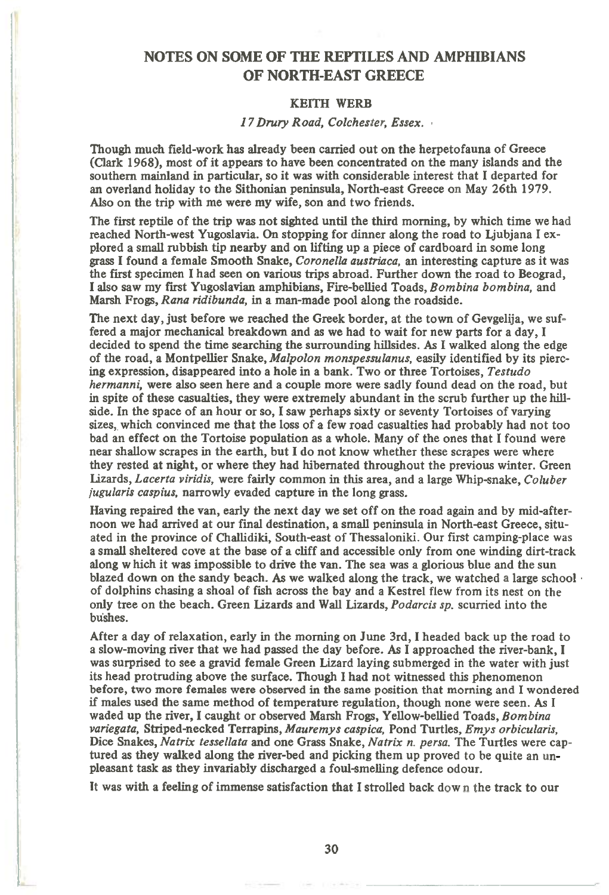# NOTES ON SOME OF THE REPTILES AND AMPHIBIANS OF NORTH-EAST GREECE

### KEITH WERB

*17 Drury Road, Colchester, Essex.*

Though much field-work has already been carried out on the herpetofauna of Greece (Clark 1968), most of it appears to have been concentrated on the many islands and the southern mainland in particular, so it was with considerable interest that I departed for an overland holiday to the Sithonian peninsula, North-east Greece on May 26th 1979. Also on the trip with me were my wife, son and two friends.

The first reptile of the trip was not sighted until the third morning, by which time we had reached North-west Yugoslavia. On stopping for dinner along the road to Ljubjana I explored a small rubbish tip nearby and on lifting up a piece of cardboard in some long grass I found a female Smooth Snake, *Coronella austriaca,* an interesting capture as it was the first specimen I had seen on various trips abroad. Further down the road to Beograd, I also saw my first Yugoslavian amphibians, Fire-bellied Toads, *Bombina bombina,* and Marsh Frogs, *Rana ridibunda,* in a man-made pool along the roadside.

The next day, just before we reached the Greek border, at the town of Gevgelija, we suffered a major mechanical breakdown and as we had to wait for new parts for a day, I decided to spend the time searching the surrounding hillsides. As I walked along the edge of the road, a Montpellier Snake, *Malpolon monspessulanus,* easily identified by its piercing expression, disappeared into a hole in a bank. Two or three Tortoises, *Testudo hermanni,* were also seen here and a couple more were sadly found dead on the road, but in spite of these casualties, they were extremely abundant in the scrub further up the hillside. In the space of an hour or so, I saw perhaps sixty or seventy Tortoises of varying sizes, which convinced me that the loss of a few road casualties had probably had not too bad an effect on the Tortoise population as a whole. Many of the ones that I found were near shallow scrapes in the earth, but I do not know whether these scrapes were where they rested at night, or where they had hibernated throughout the previous winter. Green Lizards, *Lacerta viridis,* were fairly common in this area, and a large Whip-snake, *Coluber jugularis caspius,* narrowly evaded capture in the long grass.

Having repaired the van, early the next day we set off on the road again and by mid-afternoon we had arrived at our final destination, a small peninsula in North-east Greece, situated in the province of Challidiki, South-east of Thessaloniki. Our first camping-place was a small sheltered cove at the base of a cliff and accessible only from one winding dirt-track along which it was impossible to drive the van. The sea was a glorious blue and the sun blazed down on the sandy beach. As we walked along the track, we watched a large school of dolphins chasing a shoal of fish across the bay and a Kestrel flew from its nest on the only tree on the beach. Green Lizards and Wall Lizards, *Podarcis sp.* scurried into the bushes.

After a day of relaxation, early in the morning on June 3rd, I headed back up the road to a slow-moving river that we had passed the day before. As I approached the river-bank, I was surprised to see a gravid female Green Lizard laying submerged in the water with just its head protruding above the surface. Though I had not witnessed this phenomenon before, two more females were observed in the same position that morning and I wondered if males used the same method of temperature regulation, though none were seen. As I waded up the river, I caught or observed Marsh Frogs, Yellow-bellied Toads, *Bombina variegata,* Striped-necked Terrapins, *Mauremys caspica,* Pond Turtles, *Emys orbicularis,* Dice Snakes, *Natrix tessellata* and one Grass Snake, *Natrix n. persa.* The Turtles were captured as they walked along the river-bed and picking them up proved to be quite an unpleasant task as they invariably discharged a foul-smelling defence odour.

It was with a feeling of immense satisfaction that I strolled back down the track to our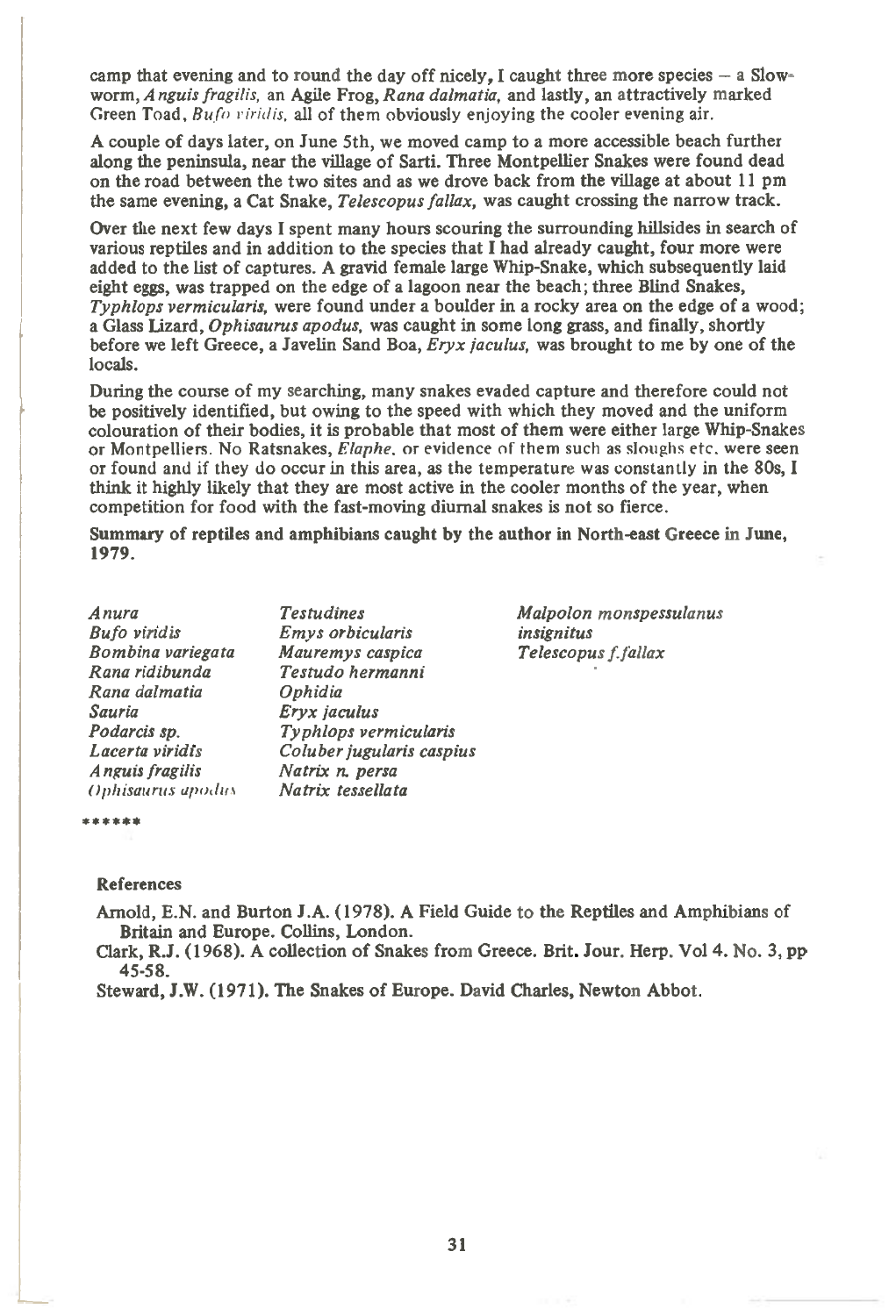camp that evening and to round the day off nicely, I caught three more species – a Slow-worm, *Anguis fragilis*, an Agile Frog, *Rana dalmatia*, and lastly, an attractively marked Green Toad, *Bufo viridis*, all of them obviously enjoying the cooler evening air.

A couple of days later, on June 5th, we moved camp to a more accessible beach further along the peninsula, near the village of Sarti. Three Montpellier Snakes were found dead on the road between the two sites and as we drove back from the village at about 11 pm the same evening, a Cat Snake, *Telescopus fallax*, was caught crossing the narrow track.

Over the next few days I spent many hours scouring the surrounding hillsides in search of various reptiles and in addition to the species that I had already caught, four more were added to the list of captures. A gravid female large Whip-Snake, which subsequently laid eight eggs, was trapped on the edge of a lagoon near the beach; three Blind Snakes, *Typhlops vermicularis*, were found under a boulder in a rocky area on the edge of a wood; a Glass Lizard, *Ophisaurus apodus*, was caught in some long grass, and finally, shortly before we left Greece, a Javelin Sand Boa, *Eryx jaculus*, was brought to me by one of the locals.

During the course of my searching, many snakes evaded capture and therefore could not be positively identified, but owing to the speed with which they moved and the uniform colouration of their bodies, it is probable that most of them were either large Whip-Snakes or Montpelliers. No Ratsnakes, *Elaphe*, or evidence of them such as sloughs etc. were seen or found and if they do occur in this area, as the temperature was constantly in the 80s, I think it highly likely that they are most active in the cooler months of the year, when competition for food with the fast-moving diurnal snakes is not so fierce.

**Summary of reptiles and amphibians caught by the author in North-east Greece in June, 1979.**

*Anura*
*Bufo viridis*
*Bombina variegata*
*Rana ridibunda*
*Rana dalmatia*
*Sauria*
*Podarcis sp.*
*Lacerta viridis*
*Anguis fragilis*
*Ophisaurus apodus*
*Testudines*
*Emys orbicularis*
*Mauremys caspica*
*Testudo hermanni*
*Ophidia*
*Eryx jaculus*
*Typhlops vermicularis*
*Coluber jugularis caspius*
*Natrix n. persa*
*Natrix tessellata*
*Malpolon monspessulanus insignitus*
*Telescopus f.fallax*

\*\*\*\*\*\*

**References**

Arnold, E.N. and Burton J.A. (1978). A Field Guide to the Reptiles and Amphibians of Britain and Europe. Collins, London.

Clark, R.J. (1968). A collection of Snakes from Greece. Brit. Jour. Herp. Vol 4. No. 3, pp 45-58.

Steward, J.W. (1971). The Snakes of Europe. David Charles, Newton Abbot.